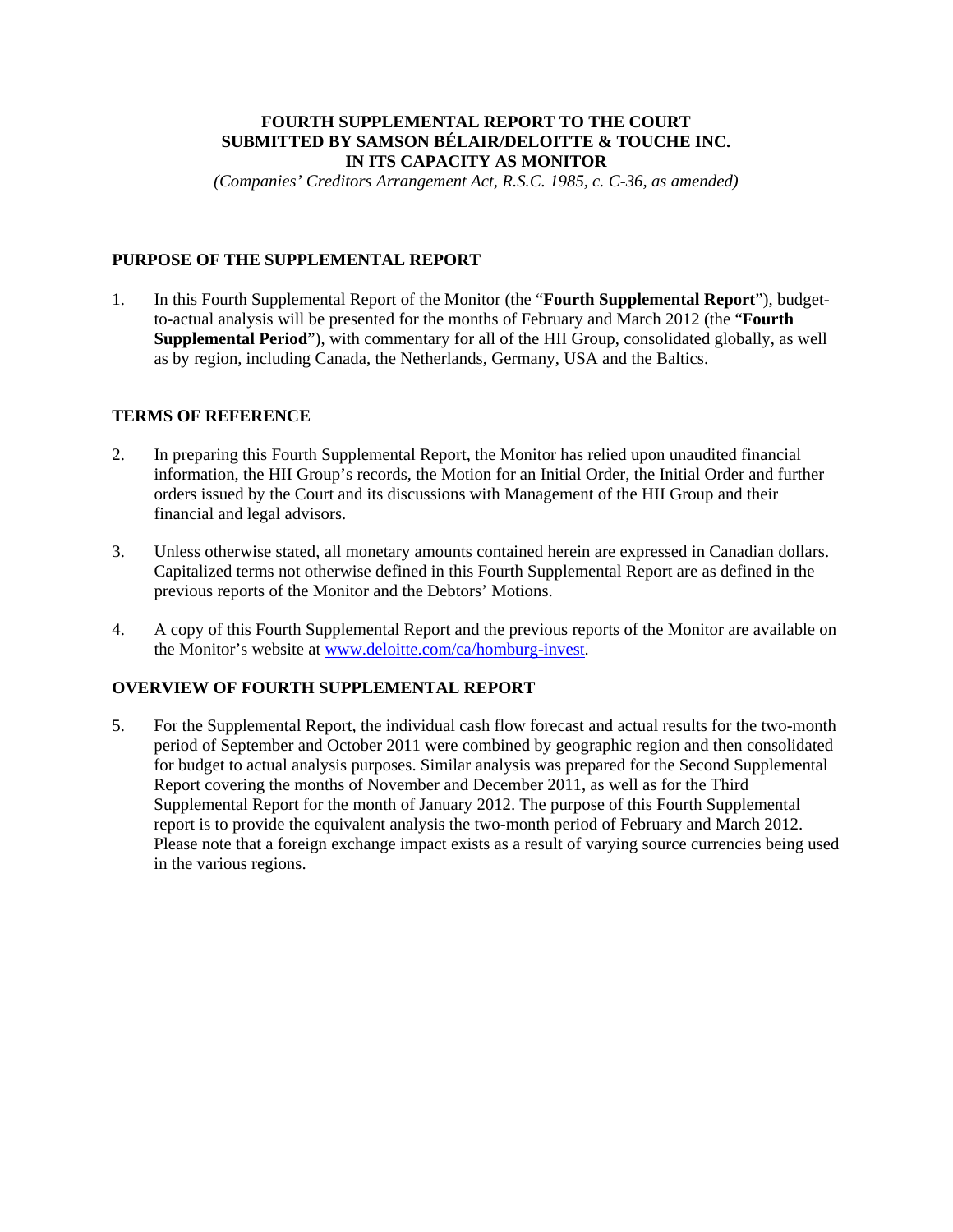**FOURTH SUPPLEMENTAL REPORT TO THE COURT**
**SUBMITTED BY SAMSON BÉLAIR/DELOITTE & TOUCHE INC.**
**IN ITS CAPACITY AS MONITOR**

*(Companies' Creditors Arrangement Act, R.S.C. 1985, c. C-36, as amended)*

## PURPOSE OF THE SUPPLEMENTAL REPORT

1. In this Fourth Supplemental Report of the Monitor (the "**Fourth Supplemental Report**"), budget-to-actual analysis will be presented for the months of February and March 2012 (the "**Fourth Supplemental Period**"), with commentary for all of the HII Group, consolidated globally, as well as by region, including Canada, the Netherlands, Germany, USA and the Baltics.

## TERMS OF REFERENCE

2. In preparing this Fourth Supplemental Report, the Monitor has relied upon unaudited financial information, the HII Group's records, the Motion for an Initial Order, the Initial Order and further orders issued by the Court and its discussions with Management of the HII Group and their financial and legal advisors.

3. Unless otherwise stated, all monetary amounts contained herein are expressed in Canadian dollars. Capitalized terms not otherwise defined in this Fourth Supplemental Report are as defined in the previous reports of the Monitor and the Debtors' Motions.

4. A copy of this Fourth Supplemental Report and the previous reports of the Monitor are available on the Monitor's website at www.deloitte.com/ca/homburg-invest.

## OVERVIEW OF FOURTH SUPPLEMENTAL REPORT

5. For the Supplemental Report, the individual cash flow forecast and actual results for the two-month period of September and October 2011 were combined by geographic region and then consolidated for budget to actual analysis purposes. Similar analysis was prepared for the Second Supplemental Report covering the months of November and December 2011, as well as for the Third Supplemental Report for the month of January 2012. The purpose of this Fourth Supplemental report is to provide the equivalent analysis the two-month period of February and March 2012. Please note that a foreign exchange impact exists as a result of varying source currencies being used in the various regions.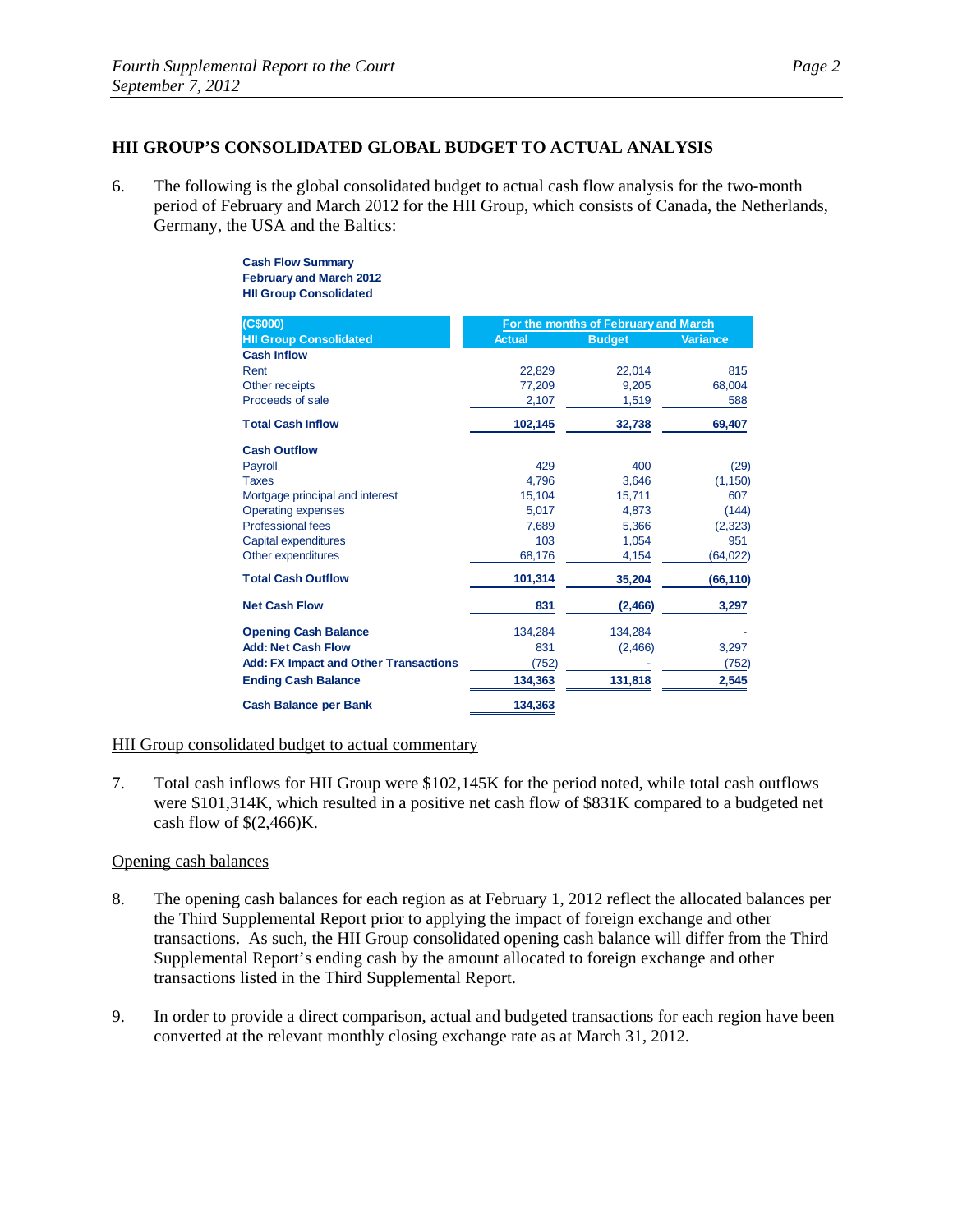## HII GROUP'S CONSOLIDATED GLOBAL BUDGET TO ACTUAL ANALYSIS

6. The following is the global consolidated budget to actual cash flow analysis for the two-month period of February and March 2012 for the HII Group, which consists of Canada, the Netherlands, Germany, the USA and the Baltics:

**Cash Flow Summary**
**February and March 2012**
**HII Group Consolidated**

| (C$000) | For the months of February and March | | |
|---|---|---|---|
| **HII Group Consolidated** | **Actual** | **Budget** | **Variance** |
| **Cash Inflow** | | | |
| Rent | 22,829 | 22,014 | 815 |
| Other receipts | 77,209 | 9,205 | 68,004 |
| Proceeds of sale | 2,107 | 1,519 | 588 |
| **Total Cash Inflow** | **102,145** | **32,738** | **69,407** |
| **Cash Outflow** | | | |
| Payroll | 429 | 400 | (29) |
| Taxes | 4,796 | 3,646 | (1,150) |
| Mortgage principal and interest | 15,104 | 15,711 | 607 |
| Operating expenses | 5,017 | 4,873 | (144) |
| Professional fees | 7,689 | 5,366 | (2,323) |
| Capital expenditures | 103 | 1,054 | 951 |
| Other expenditures | 68,176 | 4,154 | (64,022) |
| **Total Cash Outflow** | **101,314** | **35,204** | **(66,110)** |
| **Net Cash Flow** | **831** | **(2,466)** | **3,297** |
| **Opening Cash Balance** | 134,284 | 134,284 | - |
| **Add: Net Cash Flow** | 831 | (2,466) | 3,297 |
| **Add: FX Impact and Other Transactions** | (752) | - | (752) |
| **Ending Cash Balance** | **134,363** | **131,818** | **2,545** |
| **Cash Balance per Bank** | **134,363** | | |

### HII Group consolidated budget to actual commentary

7. Total cash inflows for HII Group were $102,145K for the period noted, while total cash outflows were $101,314K, which resulted in a positive net cash flow of $831K compared to a budgeted net cash flow of $(2,466)K.

### Opening cash balances

8. The opening cash balances for each region as at February 1, 2012 reflect the allocated balances per the Third Supplemental Report prior to applying the impact of foreign exchange and other transactions. As such, the HII Group consolidated opening cash balance will differ from the Third Supplemental Report's ending cash by the amount allocated to foreign exchange and other transactions listed in the Third Supplemental Report.

9. In order to provide a direct comparison, actual and budgeted transactions for each region have been converted at the relevant monthly closing exchange rate as at March 31, 2012.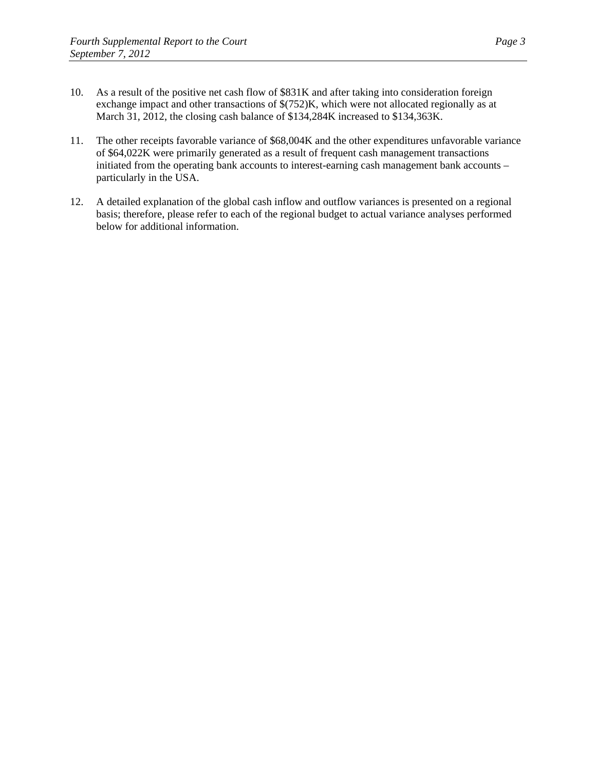10. As a result of the positive net cash flow of $831K and after taking into consideration foreign exchange impact and other transactions of $(752)K, which were not allocated regionally as at March 31, 2012, the closing cash balance of $134,284K increased to $134,363K.

11. The other receipts favorable variance of $68,004K and the other expenditures unfavorable variance of $64,022K were primarily generated as a result of frequent cash management transactions initiated from the operating bank accounts to interest-earning cash management bank accounts – particularly in the USA.

12. A detailed explanation of the global cash inflow and outflow variances is presented on a regional basis; therefore, please refer to each of the regional budget to actual variance analyses performed below for additional information.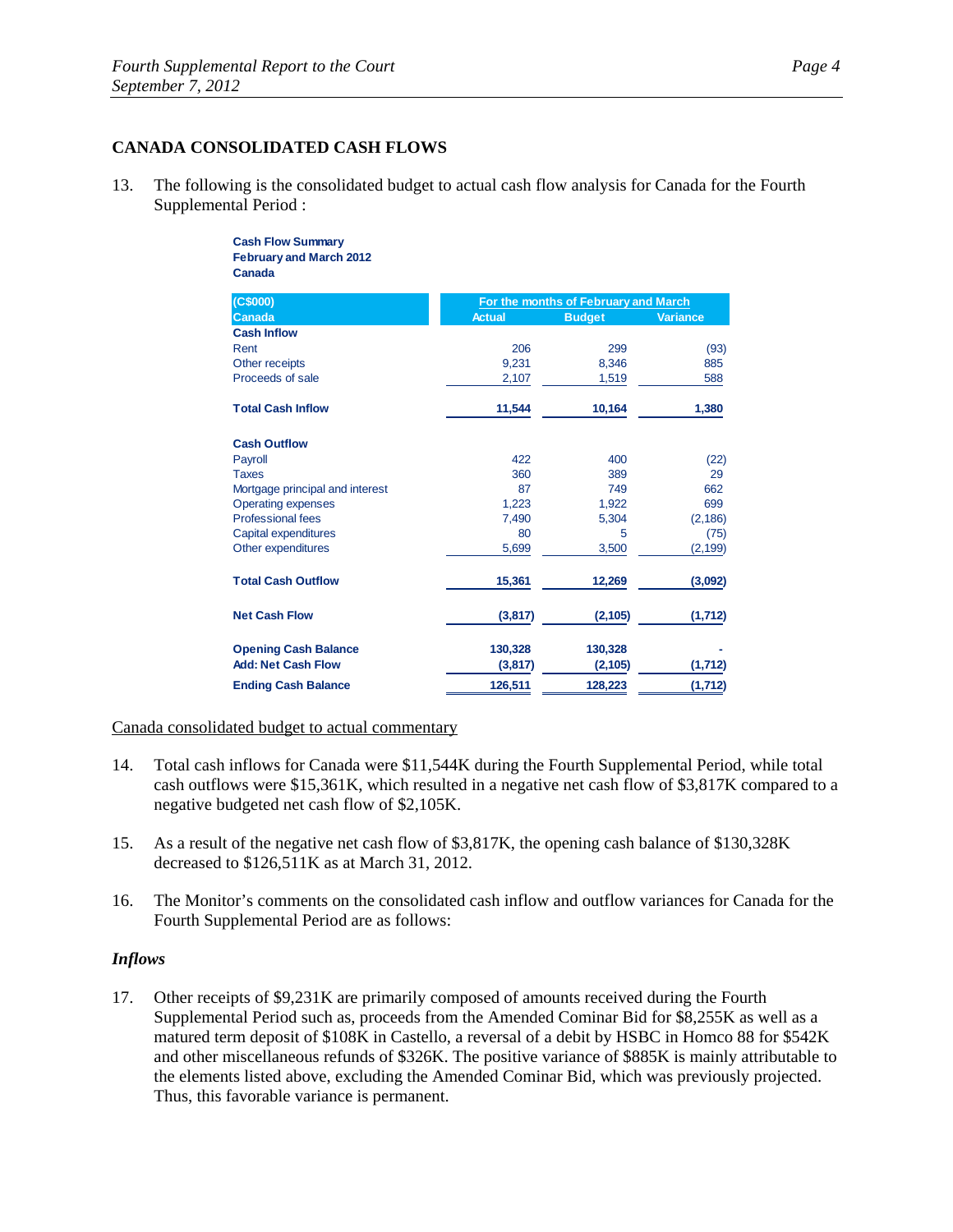## CANADA CONSOLIDATED CASH FLOWS

13. The following is the consolidated budget to actual cash flow analysis for Canada for the Fourth Supplemental Period :

**Cash Flow Summary**
**February and March 2012**
**Canada**

| (C$000) | For the months of February and March | | |
|---|---|---|---|
| Canada | Actual | Budget | Variance |
| **Cash Inflow** | | | |
| Rent | 206 | 299 | (93) |
| Other receipts | 9,231 | 8,346 | 885 |
| Proceeds of sale | 2,107 | 1,519 | 588 |
| **Total Cash Inflow** | **11,544** | **10,164** | **1,380** |
| **Cash Outflow** | | | |
| Payroll | 422 | 400 | (22) |
| Taxes | 360 | 389 | 29 |
| Mortgage principal and interest | 87 | 749 | 662 |
| Operating expenses | 1,223 | 1,922 | 699 |
| Professional fees | 7,490 | 5,304 | (2,186) |
| Capital expenditures | 80 | 5 | (75) |
| Other expenditures | 5,699 | 3,500 | (2,199) |
| **Total Cash Outflow** | **15,361** | **12,269** | **(3,092)** |
| **Net Cash Flow** | **(3,817)** | **(2,105)** | **(1,712)** |
| **Opening Cash Balance** | **130,328** | **130,328** | **-** |
| **Add: Net Cash Flow** | **(3,817)** | **(2,105)** | **(1,712)** |
| **Ending Cash Balance** | **126,511** | **128,223** | **(1,712)** |

Canada consolidated budget to actual commentary

14. Total cash inflows for Canada were $11,544K during the Fourth Supplemental Period, while total cash outflows were $15,361K, which resulted in a negative net cash flow of $3,817K compared to a negative budgeted net cash flow of $2,105K.

15. As a result of the negative net cash flow of $3,817K, the opening cash balance of $130,328K decreased to $126,511K as at March 31, 2012.

16. The Monitor's comments on the consolidated cash inflow and outflow variances for Canada for the Fourth Supplemental Period are as follows:

### *Inflows*

17. Other receipts of $9,231K are primarily composed of amounts received during the Fourth Supplemental Period such as, proceeds from the Amended Cominar Bid for $8,255K as well as a matured term deposit of $108K in Castello, a reversal of a debit by HSBC in Homco 88 for $542K and other miscellaneous refunds of $326K. The positive variance of $885K is mainly attributable to the elements listed above, excluding the Amended Cominar Bid, which was previously projected. Thus, this favorable variance is permanent.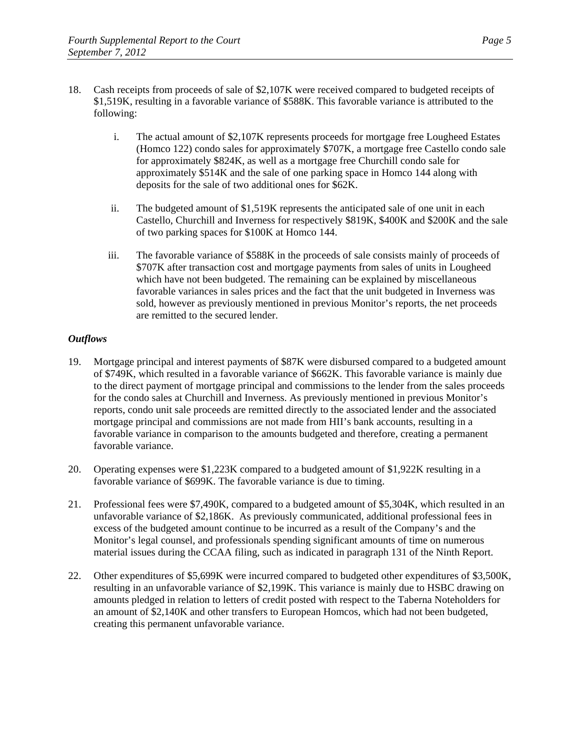18. Cash receipts from proceeds of sale of $2,107K were received compared to budgeted receipts of $1,519K, resulting in a favorable variance of $588K. This favorable variance is attributed to the following:

    i. The actual amount of $2,107K represents proceeds for mortgage free Lougheed Estates (Homco 122) condo sales for approximately $707K, a mortgage free Castello condo sale for approximately $824K, as well as a mortgage free Churchill condo sale for approximately $514K and the sale of one parking space in Homco 144 along with deposits for the sale of two additional ones for $62K.

    ii. The budgeted amount of $1,519K represents the anticipated sale of one unit in each Castello, Churchill and Inverness for respectively $819K, $400K and $200K and the sale of two parking spaces for $100K at Homco 144.

    iii. The favorable variance of $588K in the proceeds of sale consists mainly of proceeds of $707K after transaction cost and mortgage payments from sales of units in Lougheed which have not been budgeted. The remaining can be explained by miscellaneous favorable variances in sales prices and the fact that the unit budgeted in Inverness was sold, however as previously mentioned in previous Monitor's reports, the net proceeds are remitted to the secured lender.

### *Outflows*

19. Mortgage principal and interest payments of $87K were disbursed compared to a budgeted amount of $749K, which resulted in a favorable variance of $662K. This favorable variance is mainly due to the direct payment of mortgage principal and commissions to the lender from the sales proceeds for the condo sales at Churchill and Inverness. As previously mentioned in previous Monitor's reports, condo unit sale proceeds are remitted directly to the associated lender and the associated mortgage principal and commissions are not made from HII's bank accounts, resulting in a favorable variance in comparison to the amounts budgeted and therefore, creating a permanent favorable variance.

20. Operating expenses were $1,223K compared to a budgeted amount of $1,922K resulting in a favorable variance of $699K. The favorable variance is due to timing.

21. Professional fees were $7,490K, compared to a budgeted amount of $5,304K, which resulted in an unfavorable variance of $2,186K. As previously communicated, additional professional fees in excess of the budgeted amount continue to be incurred as a result of the Company's and the Monitor's legal counsel, and professionals spending significant amounts of time on numerous material issues during the CCAA filing, such as indicated in paragraph 131 of the Ninth Report.

22. Other expenditures of $5,699K were incurred compared to budgeted other expenditures of $3,500K, resulting in an unfavorable variance of $2,199K. This variance is mainly due to HSBC drawing on amounts pledged in relation to letters of credit posted with respect to the Taberna Noteholders for an amount of $2,140K and other transfers to European Homcos, which had not been budgeted, creating this permanent unfavorable variance.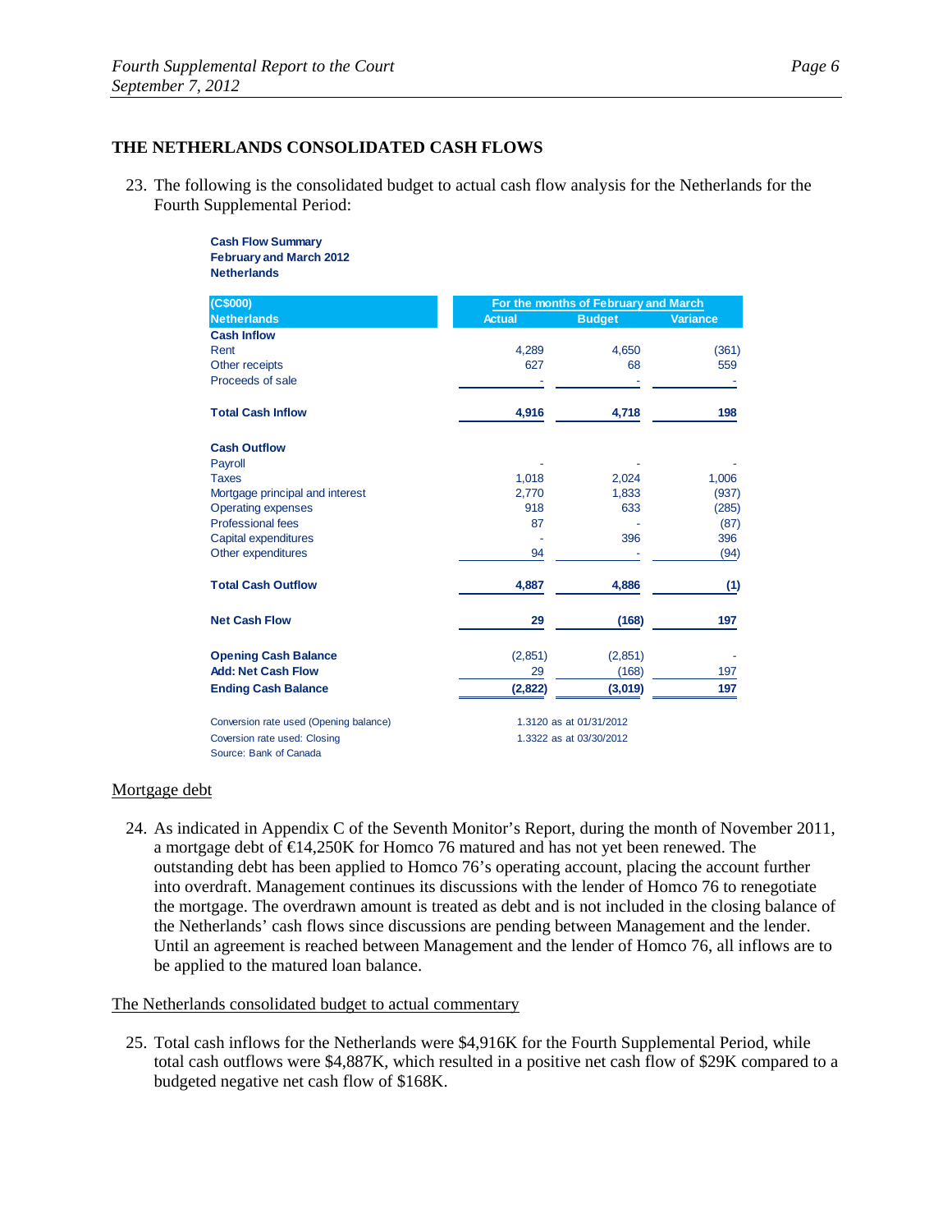## THE NETHERLANDS CONSOLIDATED CASH FLOWS

23. The following is the consolidated budget to actual cash flow analysis for the Netherlands for the Fourth Supplemental Period:

**Cash Flow Summary**
**February and March 2012**
**Netherlands**

| (C$000) | For the months of February and March | | |
|---|---|---|---|
| **Netherlands** | **Actual** | **Budget** | **Variance** |
| **Cash Inflow** | | | |
| Rent | 4,289 | 4,650 | (361) |
| Other receipts | 627 | 68 | 559 |
| Proceeds of sale | - | - | - |
| **Total Cash Inflow** | **4,916** | **4,718** | **198** |
| **Cash Outflow** | | | |
| Payroll | - | - | - |
| Taxes | 1,018 | 2,024 | 1,006 |
| Mortgage principal and interest | 2,770 | 1,833 | (937) |
| Operating expenses | 918 | 633 | (285) |
| Professional fees | 87 | - | (87) |
| Capital expenditures | - | 396 | 396 |
| Other expenditures | 94 | - | (94) |
| **Total Cash Outflow** | **4,887** | **4,886** | **(1)** |
| **Net Cash Flow** | **29** | **(168)** | **197** |
| **Opening Cash Balance** | (2,851) | (2,851) | - |
| **Add: Net Cash Flow** | 29 | (168) | 197 |
| **Ending Cash Balance** | **(2,822)** | **(3,019)** | **197** |

Conversion rate used (Opening balance) 1.3120 as at 01/31/2012
Coversion rate used: Closing 1.3322 as at 03/30/2012
Source: Bank of Canada

### Mortgage debt

24. As indicated in Appendix C of the Seventh Monitor's Report, during the month of November 2011, a mortgage debt of €14,250K for Homco 76 matured and has not yet been renewed. The outstanding debt has been applied to Homco 76's operating account, placing the account further into overdraft. Management continues its discussions with the lender of Homco 76 to renegotiate the mortgage. The overdrawn amount is treated as debt and is not included in the closing balance of the Netherlands' cash flows since discussions are pending between Management and the lender. Until an agreement is reached between Management and the lender of Homco 76, all inflows are to be applied to the matured loan balance.

### The Netherlands consolidated budget to actual commentary

25. Total cash inflows for the Netherlands were $4,916K for the Fourth Supplemental Period, while total cash outflows were $4,887K, which resulted in a positive net cash flow of $29K compared to a budgeted negative net cash flow of $168K.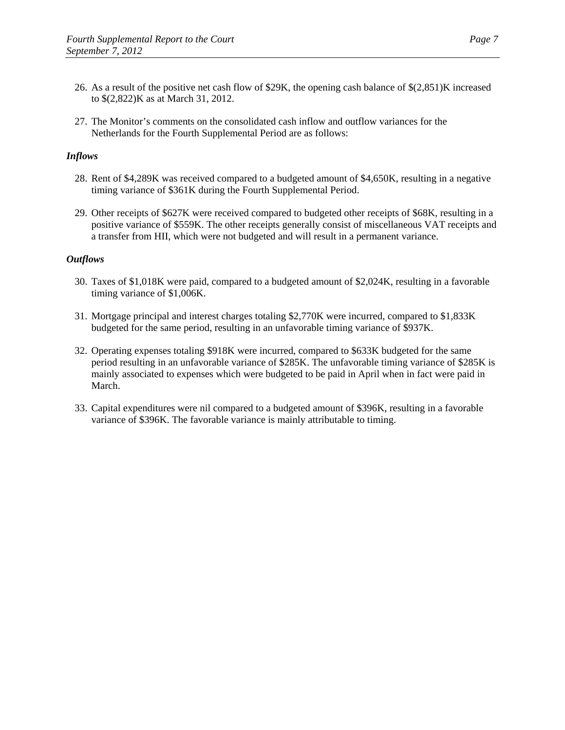26. As a result of the positive net cash flow of $29K, the opening cash balance of $(2,851)K increased to $(2,822)K as at March 31, 2012.

27. The Monitor's comments on the consolidated cash inflow and outflow variances for the Netherlands for the Fourth Supplemental Period are as follows:

***Inflows***

28. Rent of $4,289K was received compared to a budgeted amount of $4,650K, resulting in a negative timing variance of $361K during the Fourth Supplemental Period.

29. Other receipts of $627K were received compared to budgeted other receipts of $68K, resulting in a positive variance of $559K. The other receipts generally consist of miscellaneous VAT receipts and a transfer from HII, which were not budgeted and will result in a permanent variance.

***Outflows***

30. Taxes of $1,018K were paid, compared to a budgeted amount of $2,024K, resulting in a favorable timing variance of $1,006K.

31. Mortgage principal and interest charges totaling $2,770K were incurred, compared to $1,833K budgeted for the same period, resulting in an unfavorable timing variance of $937K.

32. Operating expenses totaling $918K were incurred, compared to $633K budgeted for the same period resulting in an unfavorable variance of $285K. The unfavorable timing variance of $285K is mainly associated to expenses which were budgeted to be paid in April when in fact were paid in March.

33. Capital expenditures were nil compared to a budgeted amount of $396K, resulting in a favorable variance of $396K. The favorable variance is mainly attributable to timing.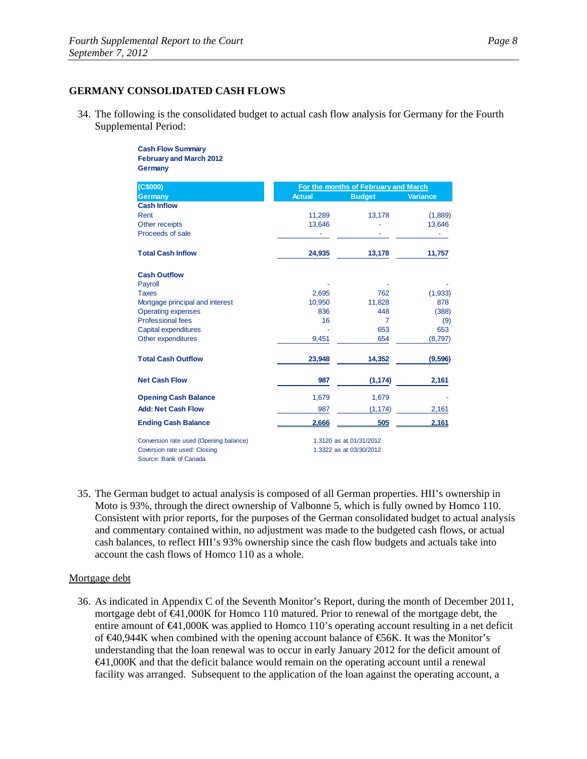## GERMANY CONSOLIDATED CASH FLOWS

34. The following is the consolidated budget to actual cash flow analysis for Germany for the Fourth Supplemental Period:

**Cash Flow Summary**
**February and March 2012**
**Germany**

| (C$000) | For the months of February and March | | |
|---|---|---|---|
| Germany | Actual | Budget | Variance |
| **Cash Inflow** | | | |
| Rent | 11,289 | 13,178 | (1,889) |
| Other receipts | 13,646 | - | 13,646 |
| Proceeds of sale | - | - | - |
| **Total Cash Inflow** | **24,935** | **13,178** | **11,757** |
| **Cash Outflow** | | | |
| Payroll | - | - | - |
| Taxes | 2,695 | 762 | (1,933) |
| Mortgage principal and interest | 10,950 | 11,828 | 878 |
| Operating expenses | 836 | 448 | (388) |
| Professional fees | 16 | 7 | (9) |
| Capital expenditures | - | 653 | 653 |
| Other expenditures | 9,451 | 654 | (8,797) |
| **Total Cash Outflow** | **23,948** | **14,352** | **(9,596)** |
| **Net Cash Flow** | **987** | **(1,174)** | **2,161** |
| **Opening Cash Balance** | 1,679 | 1,679 | - |
| **Add: Net Cash Flow** | 987 | (1,174) | 2,161 |
| **Ending Cash Balance** | **2,666** | **505** | **2,161** |

Conversion rate used (Opening balance) 1.3120 as at 01/31/2012
Coversion rate used: Closing 1.3322 as at 03/30/2012
Source: Bank of Canada

35. The German budget to actual analysis is composed of all German properties. HII's ownership in Moto is 93%, through the direct ownership of Valbonne 5, which is fully owned by Homco 110. Consistent with prior reports, for the purposes of the German consolidated budget to actual analysis and commentary contained within, no adjustment was made to the budgeted cash flows, or actual cash balances, to reflect HII's 93% ownership since the cash flow budgets and actuals take into account the cash flows of Homco 110 as a whole.

Mortgage debt

36. As indicated in Appendix C of the Seventh Monitor's Report, during the month of December 2011, mortgage debt of €41,000K for Homco 110 matured. Prior to renewal of the mortgage debt, the entire amount of €41,000K was applied to Homco 110's operating account resulting in a net deficit of €40,944K when combined with the opening account balance of €56K. It was the Monitor's understanding that the loan renewal was to occur in early January 2012 for the deficit amount of €41,000K and that the deficit balance would remain on the operating account until a renewal facility was arranged. Subsequent to the application of the loan against the operating account, a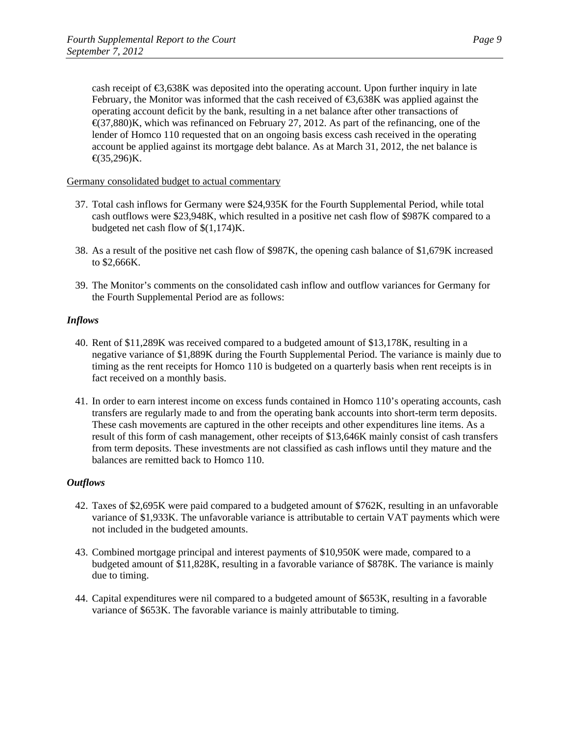cash receipt of €3,638K was deposited into the operating account. Upon further inquiry in late February, the Monitor was informed that the cash received of €3,638K was applied against the operating account deficit by the bank, resulting in a net balance after other transactions of €(37,880)K, which was refinanced on February 27, 2012. As part of the refinancing, one of the lender of Homco 110 requested that on an ongoing basis excess cash received in the operating account be applied against its mortgage debt balance. As at March 31, 2012, the net balance is €(35,296)K.

<u>Germany consolidated budget to actual commentary</u>

37. Total cash inflows for Germany were $24,935K for the Fourth Supplemental Period, while total cash outflows were $23,948K, which resulted in a positive net cash flow of $987K compared to a budgeted net cash flow of $(1,174)K.

38. As a result of the positive net cash flow of $987K, the opening cash balance of $1,679K increased to $2,666K.

39. The Monitor's comments on the consolidated cash inflow and outflow variances for Germany for the Fourth Supplemental Period are as follows:

***Inflows***

40. Rent of $11,289K was received compared to a budgeted amount of $13,178K, resulting in a negative variance of $1,889K during the Fourth Supplemental Period. The variance is mainly due to timing as the rent receipts for Homco 110 is budgeted on a quarterly basis when rent receipts is in fact received on a monthly basis.

41. In order to earn interest income on excess funds contained in Homco 110's operating accounts, cash transfers are regularly made to and from the operating bank accounts into short-term term deposits. These cash movements are captured in the other receipts and other expenditures line items. As a result of this form of cash management, other receipts of $13,646K mainly consist of cash transfers from term deposits. These investments are not classified as cash inflows until they mature and the balances are remitted back to Homco 110.

***Outflows***

42. Taxes of $2,695K were paid compared to a budgeted amount of $762K, resulting in an unfavorable variance of $1,933K. The unfavorable variance is attributable to certain VAT payments which were not included in the budgeted amounts.

43. Combined mortgage principal and interest payments of $10,950K were made, compared to a budgeted amount of $11,828K, resulting in a favorable variance of $878K. The variance is mainly due to timing.

44. Capital expenditures were nil compared to a budgeted amount of $653K, resulting in a favorable variance of $653K. The favorable variance is mainly attributable to timing.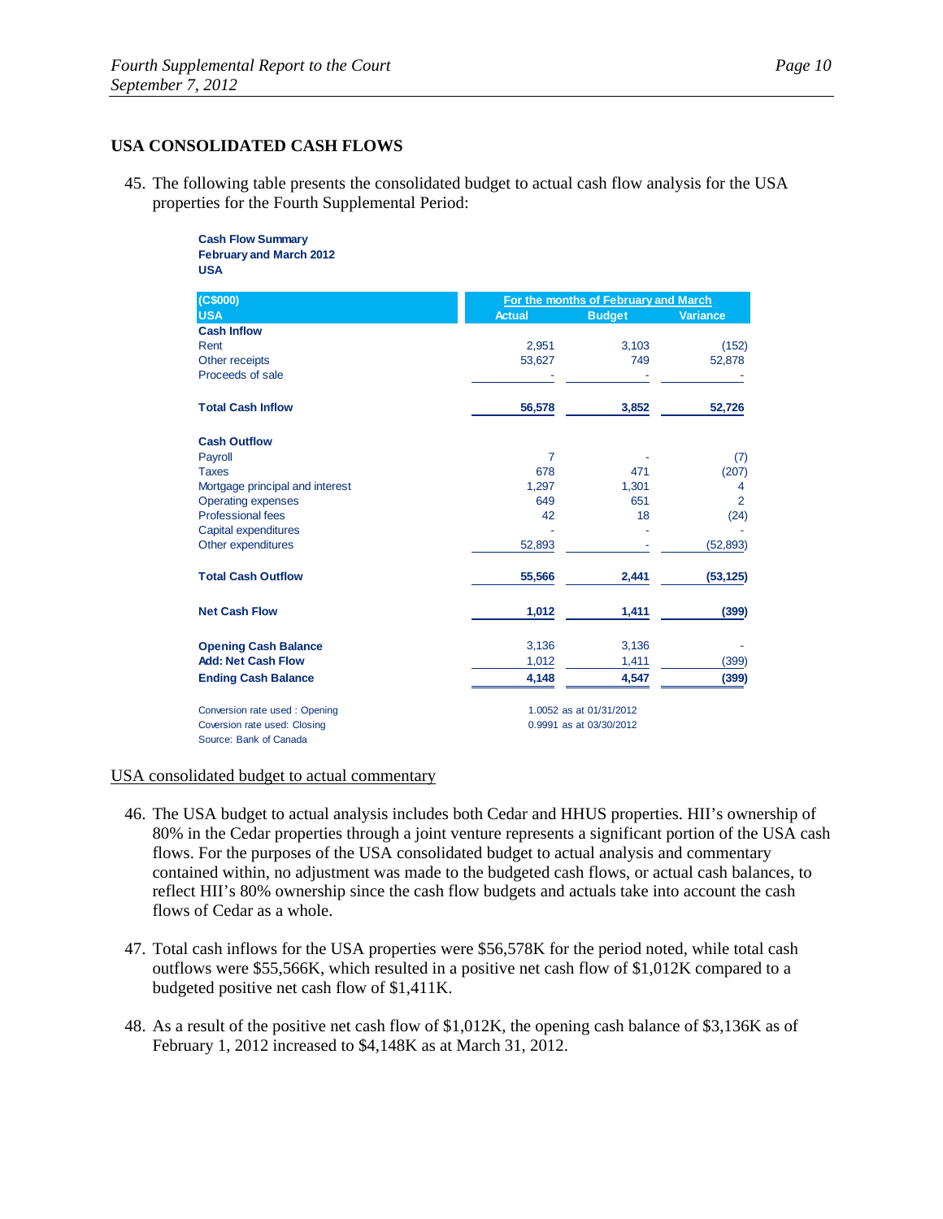## USA CONSOLIDATED CASH FLOWS

45. The following table presents the consolidated budget to actual cash flow analysis for the USA properties for the Fourth Supplemental Period:

**Cash Flow Summary**
**February and March 2012**
**USA**

| (C$000) | For the months of February and March | | |
|---|---|---|---|
| USA | Actual | Budget | Variance |
| **Cash Inflow** | | | |
| Rent | 2,951 | 3,103 | (152) |
| Other receipts | 53,627 | 749 | 52,878 |
| Proceeds of sale | - | - | - |
| **Total Cash Inflow** | **56,578** | **3,852** | **52,726** |
| **Cash Outflow** | | | |
| Payroll | 7 | - | (7) |
| Taxes | 678 | 471 | (207) |
| Mortgage principal and interest | 1,297 | 1,301 | 4 |
| Operating expenses | 649 | 651 | 2 |
| Professional fees | 42 | 18 | (24) |
| Capital expenditures | - | - | - |
| Other expenditures | 52,893 | - | (52,893) |
| **Total Cash Outflow** | **55,566** | **2,441** | **(53,125)** |
| **Net Cash Flow** | **1,012** | **1,411** | **(399)** |
| **Opening Cash Balance** | 3,136 | 3,136 | - |
| **Add: Net Cash Flow** | 1,012 | 1,411 | (399) |
| **Ending Cash Balance** | **4,148** | **4,547** | **(399)** |

Conversion rate used : Opening 1.0052 as at 01/31/2012
Coversion rate used: Closing 0.9991 as at 03/30/2012
Source: Bank of Canada

USA consolidated budget to actual commentary

46. The USA budget to actual analysis includes both Cedar and HHUS properties. HII's ownership of 80% in the Cedar properties through a joint venture represents a significant portion of the USA cash flows. For the purposes of the USA consolidated budget to actual analysis and commentary contained within, no adjustment was made to the budgeted cash flows, or actual cash balances, to reflect HII's 80% ownership since the cash flow budgets and actuals take into account the cash flows of Cedar as a whole.

47. Total cash inflows for the USA properties were $56,578K for the period noted, while total cash outflows were $55,566K, which resulted in a positive net cash flow of $1,012K compared to a budgeted positive net cash flow of $1,411K.

48. As a result of the positive net cash flow of $1,012K, the opening cash balance of $3,136K as of February 1, 2012 increased to $4,148K as at March 31, 2012.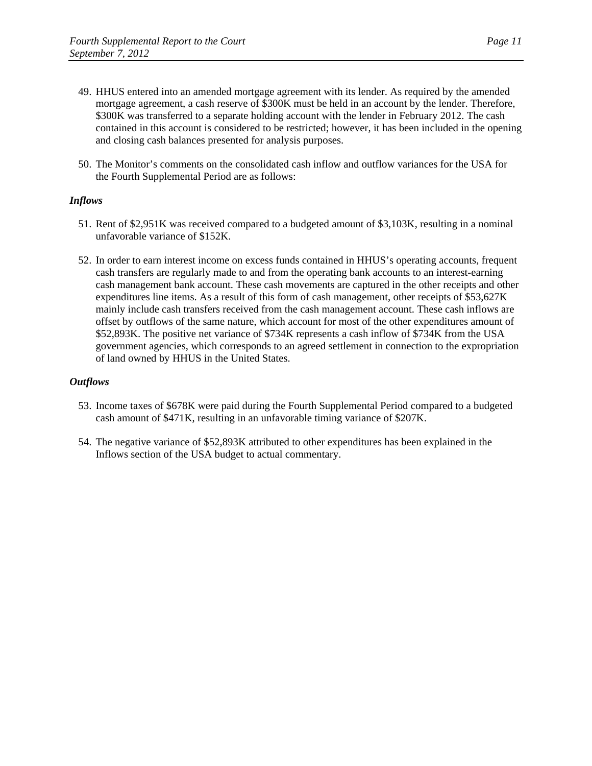49. HHUS entered into an amended mortgage agreement with its lender. As required by the amended mortgage agreement, a cash reserve of $300K must be held in an account by the lender. Therefore, $300K was transferred to a separate holding account with the lender in February 2012. The cash contained in this account is considered to be restricted; however, it has been included in the opening and closing cash balances presented for analysis purposes.

50. The Monitor's comments on the consolidated cash inflow and outflow variances for the USA for the Fourth Supplemental Period are as follows:

***Inflows***

51. Rent of $2,951K was received compared to a budgeted amount of $3,103K, resulting in a nominal unfavorable variance of $152K.

52. In order to earn interest income on excess funds contained in HHUS's operating accounts, frequent cash transfers are regularly made to and from the operating bank accounts to an interest-earning cash management bank account. These cash movements are captured in the other receipts and other expenditures line items. As a result of this form of cash management, other receipts of $53,627K mainly include cash transfers received from the cash management account. These cash inflows are offset by outflows of the same nature, which account for most of the other expenditures amount of $52,893K. The positive net variance of $734K represents a cash inflow of $734K from the USA government agencies, which corresponds to an agreed settlement in connection to the expropriation of land owned by HHUS in the United States.

***Outflows***

53. Income taxes of $678K were paid during the Fourth Supplemental Period compared to a budgeted cash amount of $471K, resulting in an unfavorable timing variance of $207K.

54. The negative variance of $52,893K attributed to other expenditures has been explained in the Inflows section of the USA budget to actual commentary.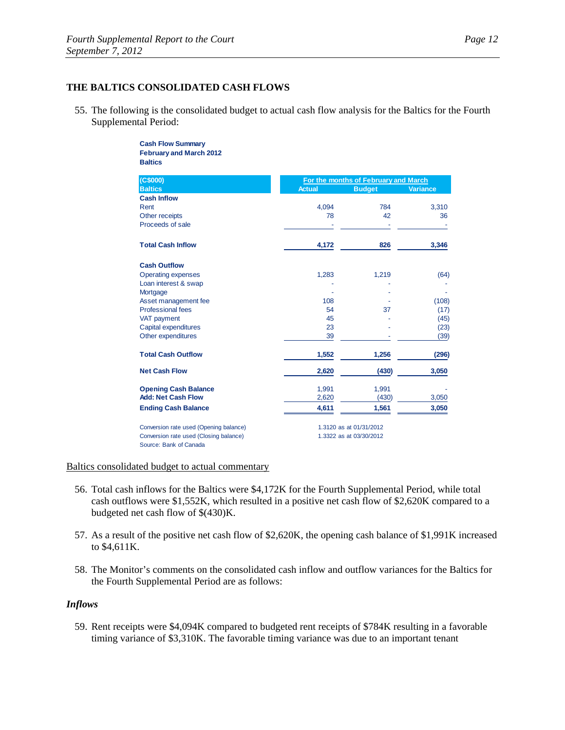## THE BALTICS CONSOLIDATED CASH FLOWS

55. The following is the consolidated budget to actual cash flow analysis for the Baltics for the Fourth Supplemental Period:

**Cash Flow Summary**
**February and March 2012**
**Baltics**

| (C$000) | For the months of February and March | | |
|---|---|---|---|
| **Baltics** | **Actual** | **Budget** | **Variance** |
| **Cash Inflow** | | | |
| Rent | 4,094 | 784 | 3,310 |
| Other receipts | 78 | 42 | 36 |
| Proceeds of sale | - | - | - |
| **Total Cash Inflow** | **4,172** | **826** | **3,346** |
| **Cash Outflow** | | | |
| Operating expenses | 1,283 | 1,219 | (64) |
| Loan interest & swap | - | - | - |
| Mortgage | - | - | - |
| Asset management fee | 108 | - | (108) |
| Professional fees | 54 | 37 | (17) |
| VAT payment | 45 | - | (45) |
| Capital expenditures | 23 | - | (23) |
| Other expenditures | 39 | - | (39) |
| **Total Cash Outflow** | **1,552** | **1,256** | **(296)** |
| **Net Cash Flow** | **2,620** | **(430)** | **3,050** |
| **Opening Cash Balance** | 1,991 | 1,991 | - |
| **Add: Net Cash Flow** | 2,620 | (430) | 3,050 |
| **Ending Cash Balance** | **4,611** | **1,561** | **3,050** |

Conversion rate used (Opening balance) 1.3120 as at 01/31/2012
Conversion rate used (Closing balance) 1.3322 as at 03/30/2012
Source: Bank of Canada

Baltics consolidated budget to actual commentary

56. Total cash inflows for the Baltics were $4,172K for the Fourth Supplemental Period, while total cash outflows were $1,552K, which resulted in a positive net cash flow of $2,620K compared to a budgeted net cash flow of $(430)K.

57. As a result of the positive net cash flow of $2,620K, the opening cash balance of $1,991K increased to $4,611K.

58. The Monitor's comments on the consolidated cash inflow and outflow variances for the Baltics for the Fourth Supplemental Period are as follows:

***Inflows***

59. Rent receipts were $4,094K compared to budgeted rent receipts of $784K resulting in a favorable timing variance of $3,310K. The favorable timing variance was due to an important tenant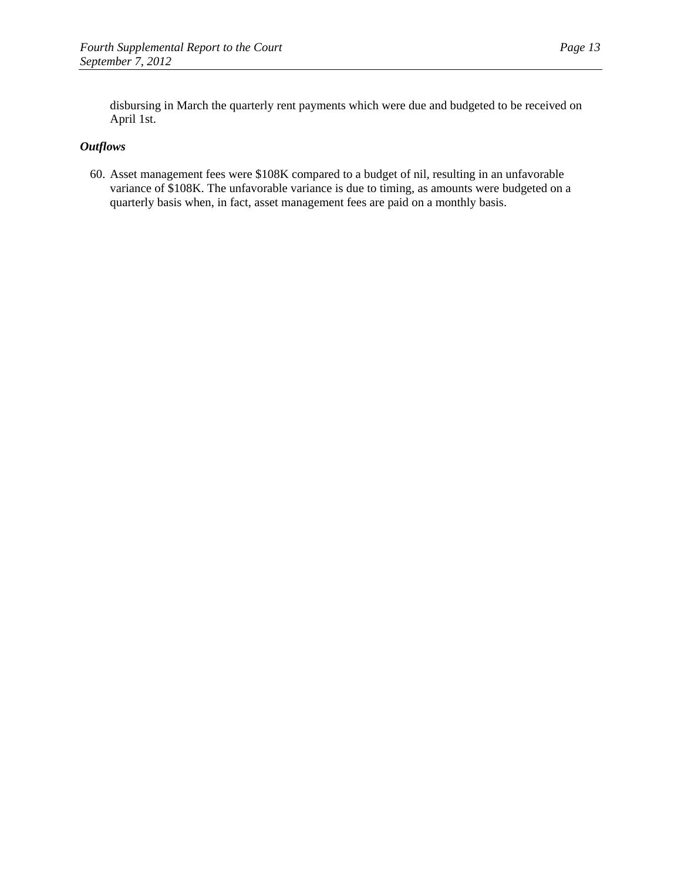disbursing in March the quarterly rent payments which were due and budgeted to be received on April 1st.

***Outflows***

60. Asset management fees were $108K compared to a budget of nil, resulting in an unfavorable variance of $108K. The unfavorable variance is due to timing, as amounts were budgeted on a quarterly basis when, in fact, asset management fees are paid on a monthly basis.